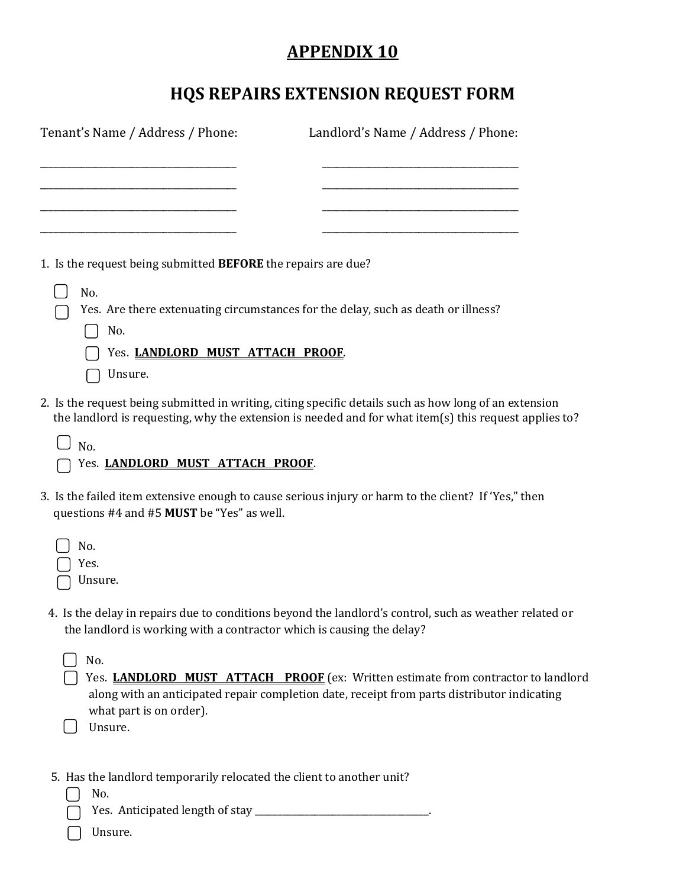# APPENDIX 10

## HQS REPAIRS EXTENSION REQUEST FORM

Tenant's Name / Address / Phone:

\_\_\_\_\_\_\_\_\_\_\_\_\_\_\_\_\_\_\_\_\_\_\_\_\_\_\_\_\_\_\_\_\_\_\_\_\_\_\_\_

\_\_\_\_\_\_\_\_\_\_\_\_\_\_\_\_\_\_\_\_\_\_\_\_\_\_\_\_\_\_\_\_\_\_\_\_\_\_\_\_

\_\_\_\_\_\_\_\_\_\_\_\_\_\_\_\_\_\_\_\_\_\_\_\_\_\_\_\_\_\_\_\_\_\_\_\_\_\_\_\_

\_\_\_\_\_\_\_\_\_\_\_\_\_\_\_\_\_\_\_\_\_\_\_\_\_\_\_\_\_\_\_\_\_\_\_\_\_\_\_\_

Landlord's Name / Address / Phone:

\_\_\_\_\_\_\_\_\_\_\_\_\_\_\_\_\_\_\_\_\_\_\_\_\_\_\_\_\_\_\_\_\_\_\_\_\_\_\_\_

\_\_\_\_\_\_\_\_\_\_\_\_\_\_\_\_\_\_\_\_\_\_\_\_\_\_\_\_\_\_\_\_\_\_\_\_\_\_\_\_

\_\_\_\_\_\_\_\_\_\_\_\_\_\_\_\_\_\_\_\_\_\_\_\_\_\_\_\_\_\_\_\_\_\_\_\_\_\_\_\_

\_\_\_\_\_\_\_\_\_\_\_\_\_\_\_\_\_\_\_\_\_\_\_\_\_\_\_\_\_\_\_\_\_\_\_\_\_\_\_\_

1. Is the request being submitted **BEFORE** the repairs are due?

   - ☐ No.
   - ☐ Yes. Are there extenuating circumstances for the delay, such as death or illness?
     - ☐ No.
     - ☐ Yes. **LANDLORD MUST ATTACH PROOF**.
     - ☐ Unsure.

2. Is the request being submitted in writing, citing specific details such as how long of an extension the landlord is requesting, why the extension is needed and for what item(s) this request applies to?

   - ☐ No.
   - ☐ Yes. **LANDLORD MUST ATTACH PROOF**.

3. Is the failed item extensive enough to cause serious injury or harm to the client? If 'Yes," then questions #4 and #5 **MUST** be "Yes" as well.

   - ☐ No.
   - ☐ Yes.
   - ☐ Unsure.

4. Is the delay in repairs due to conditions beyond the landlord's control, such as weather related or the landlord is working with a contractor which is causing the delay?

   - ☐ No.
   - ☐ Yes. **LANDLORD MUST ATTACH PROOF** (ex: Written estimate from contractor to landlord along with an anticipated repair completion date, receipt from parts distributor indicating what part is on order).
   - ☐ Unsure.

5. Has the landlord temporarily relocated the client to another unit?

   - ☐ No.
   - ☐ Yes. Anticipated length of stay \_\_\_\_\_\_\_\_\_\_\_\_\_\_\_\_\_\_\_\_\_\_\_\_\_\_\_\_\_\_\_\_\_\_\_\_.
   - ☐ Unsure.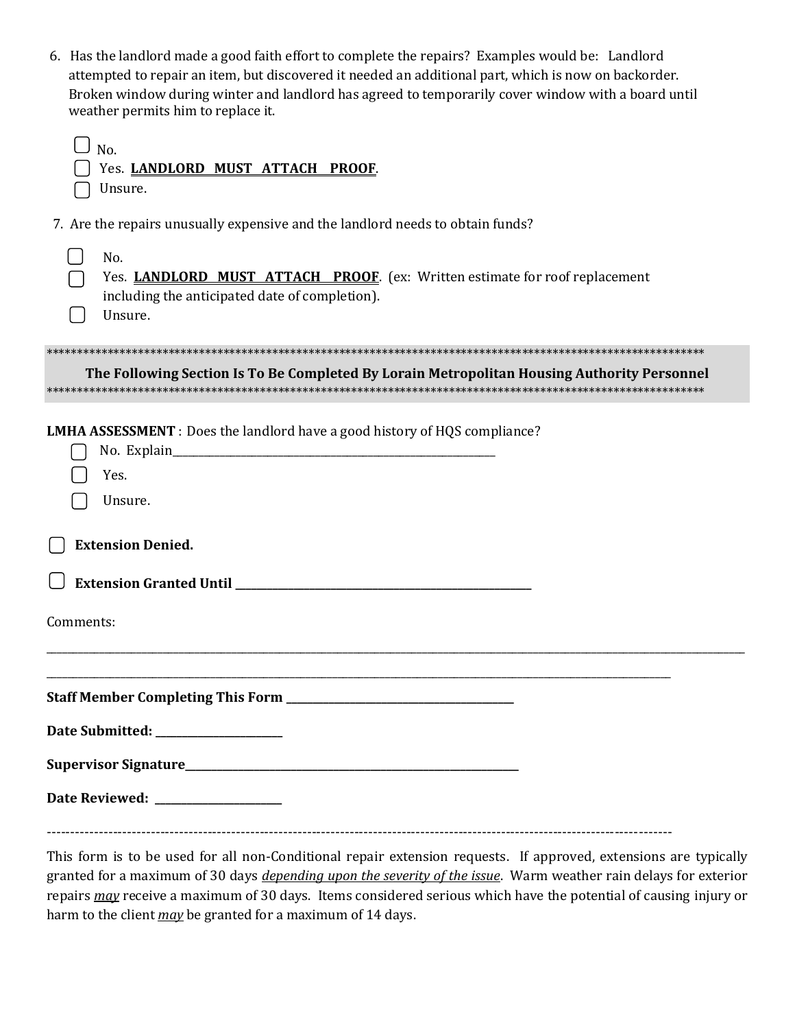6. Has the landlord made a good faith effort to complete the repairs? Examples would be: Landlord attempted to repair an item, but discovered it needed an additional part, which is now on backorder. Broken window during winter and landlord has agreed to temporarily cover window with a board until weather permits him to replace it.

- ☐ No.
- ☐ Yes. **LANDLORD MUST ATTACH PROOF**.
- ☐ Unsure.

7. Are the repairs unusually expensive and the landlord needs to obtain funds?

- ☐ No.
- ☐ Yes. **LANDLORD MUST ATTACH PROOF**. (ex: Written estimate for roof replacement including the anticipated date of completion).
- ☐ Unsure.

******************************************************************************************************

**The Following Section Is To Be Completed By Lorain Metropolitan Housing Authority Personnel**

******************************************************************************************************

**LMHA ASSESSMENT** : Does the landlord have a good history of HQS compliance?

- ☐ No. Explain_______________________________________________
- ☐ Yes.
- ☐ Unsure.

☐ **Extension Denied.**

☐ **Extension Granted Until ___________________________________________**

Comments:

______________________________________________________________________________________________

______________________________________________________________________________________

**Staff Member Completing This Form ________________________________**

**Date Submitted: ___________________**

**Supervisor Signature__________________________________________________**

**Date Reviewed: ___________________**

---

This form is to be used for all non-Conditional repair extension requests. If approved, extensions are typically granted for a maximum of 30 days *depending upon the severity of the issue*. Warm weather rain delays for exterior repairs *may* receive a maximum of 30 days. Items considered serious which have the potential of causing injury or harm to the client *may* be granted for a maximum of 14 days.